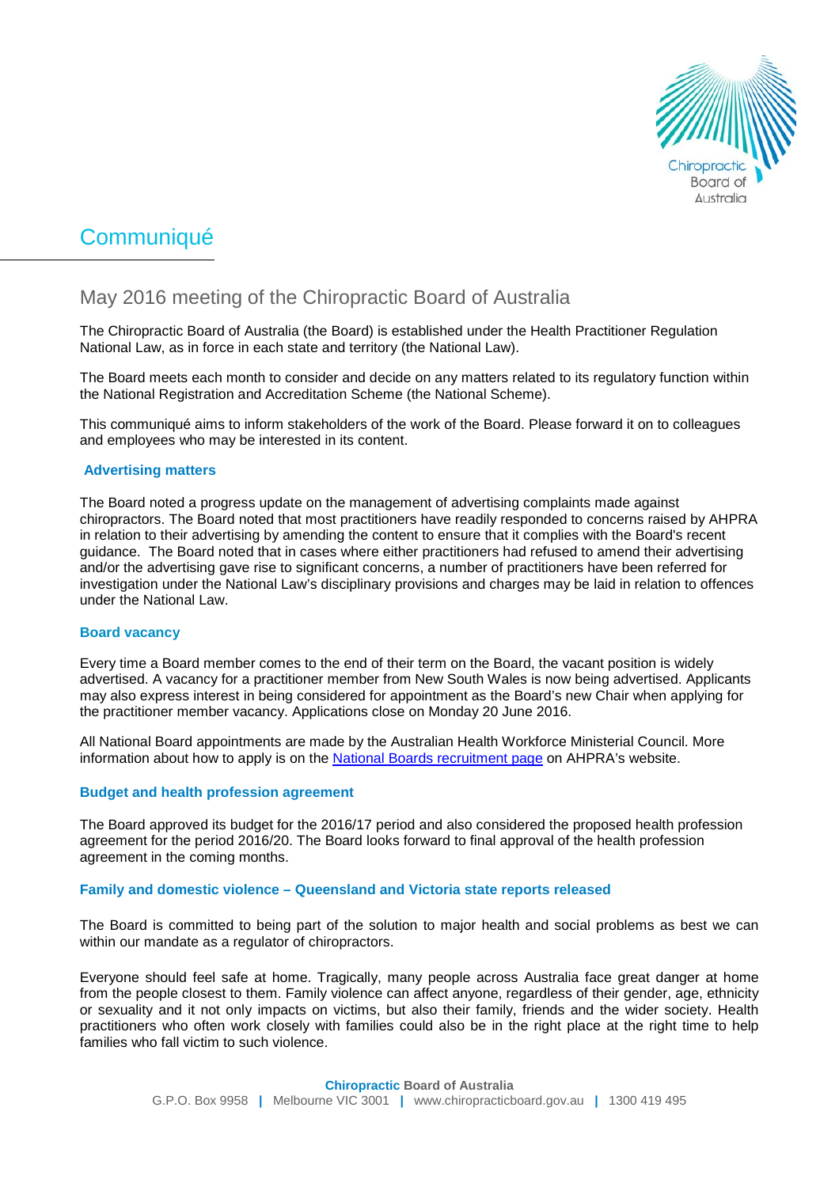# Communiqué

## May 2016 meeting of the Chiropractic Board of Australia

The Chiropractic Board of Australia (the Board) is established under the Health Practitioner Regulation National Law, as in force in each state and territory (the National Law).

The Board meets each month to consider and decide on any matters related to its regulatory function within the National Registration and Accreditation Scheme (the National Scheme).

This communiqué aims to inform stakeholders of the work of the Board. Please forward it on to colleagues and employees who may be interested in its content.

### Advertising matters

The Board noted a progress update on the management of advertising complaints made against chiropractors. The Board noted that most practitioners have readily responded to concerns raised by AHPRA in relation to their advertising by amending the content to ensure that it complies with the Board's recent guidance. The Board noted that in cases where either practitioners had refused to amend their advertising and/or the advertising gave rise to significant concerns, a number of practitioners have been referred for investigation under the National Law's disciplinary provisions and charges may be laid in relation to offences under the National Law.

### Board vacancy

Every time a Board member comes to the end of their term on the Board, the vacant position is widely advertised. A vacancy for a practitioner member from New South Wales is now being advertised. Applicants may also express interest in being considered for appointment as the Board's new Chair when applying for the practitioner member vacancy. Applications close on Monday 20 June 2016.

All National Board appointments are made by the Australian Health Workforce Ministerial Council. More information about how to apply is on the National Boards recruitment page on AHPRA's website.

### Budget and health profession agreement

The Board approved its budget for the 2016/17 period and also considered the proposed health profession agreement for the period 2016/20. The Board looks forward to final approval of the health profession agreement in the coming months.

### Family and domestic violence – Queensland and Victoria state reports released

The Board is committed to being part of the solution to major health and social problems as best we can within our mandate as a regulator of chiropractors.

Everyone should feel safe at home. Tragically, many people across Australia face great danger at home from the people closest to them. Family violence can affect anyone, regardless of their gender, age, ethnicity or sexuality and it not only impacts on victims, but also their family, friends and the wider society. Health practitioners who often work closely with families could also be in the right place at the right time to help families who fall victim to such violence.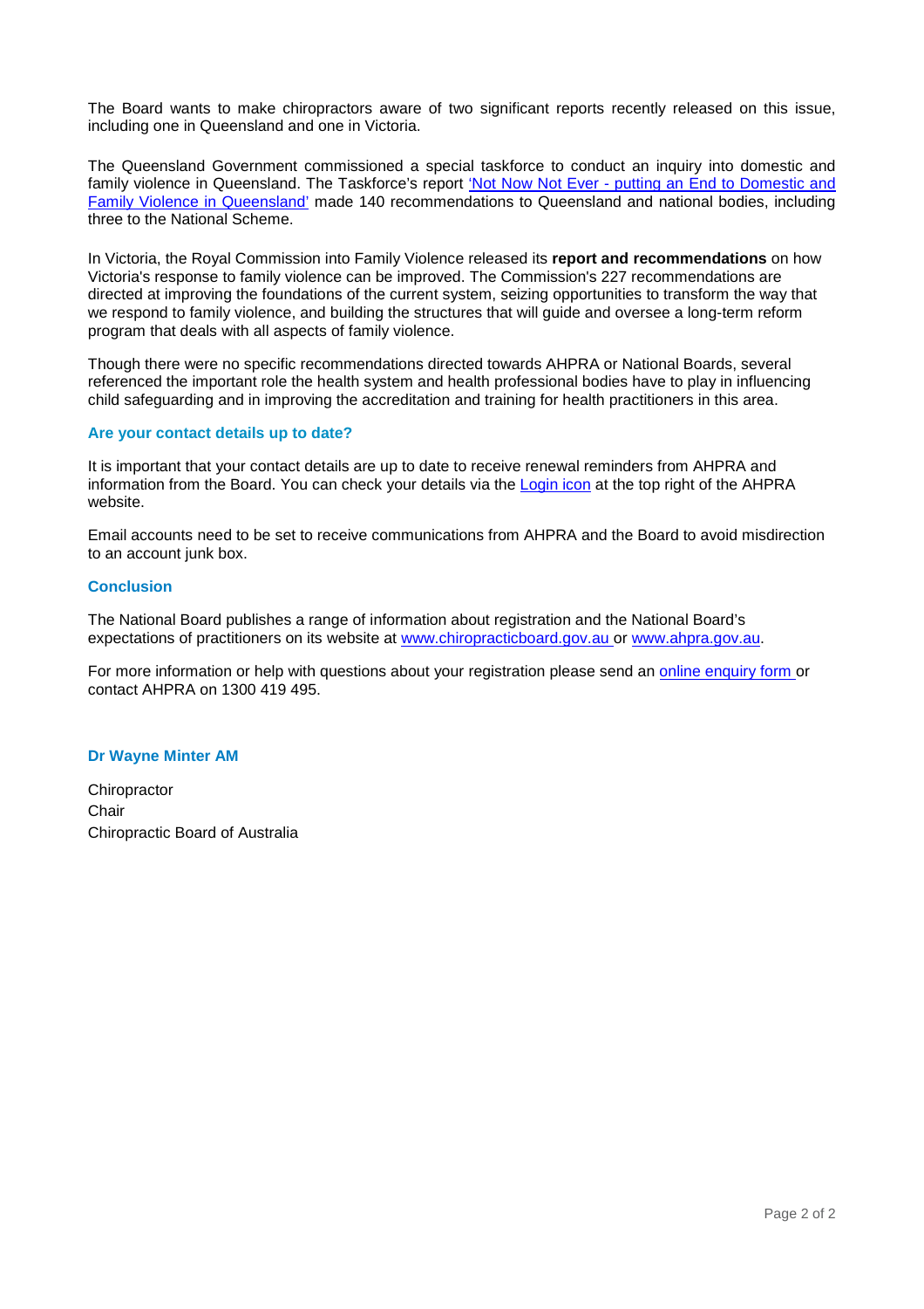The Board wants to make chiropractors aware of two significant reports recently released on this issue, including one in Queensland and one in Victoria.

The Queensland Government commissioned a special taskforce to conduct an inquiry into domestic and family violence in Queensland. The Taskforce's report 'Not Now Not Ever - putting an End to Domestic and Family Violence in Queensland' made 140 recommendations to Queensland and national bodies, including three to the National Scheme.

In Victoria, the Royal Commission into Family Violence released its **report and recommendations** on how Victoria's response to family violence can be improved. The Commission's 227 recommendations are directed at improving the foundations of the current system, seizing opportunities to transform the way that we respond to family violence, and building the structures that will guide and oversee a long-term reform program that deals with all aspects of family violence.

Though there were no specific recommendations directed towards AHPRA or National Boards, several referenced the important role the health system and health professional bodies have to play in influencing child safeguarding and in improving the accreditation and training for health practitioners in this area.

### Are your contact details up to date?

It is important that your contact details are up to date to receive renewal reminders from AHPRA and information from the Board. You can check your details via the Login icon at the top right of the AHPRA website.

Email accounts need to be set to receive communications from AHPRA and the Board to avoid misdirection to an account junk box.

### Conclusion

The National Board publishes a range of information about registration and the National Board's expectations of practitioners on its website at www.chiropracticboard.gov.au or www.ahpra.gov.au.

For more information or help with questions about your registration please send an online enquiry form or contact AHPRA on 1300 419 495.

**Dr Wayne Minter AM**

Chiropractor
Chair
Chiropractic Board of Australia